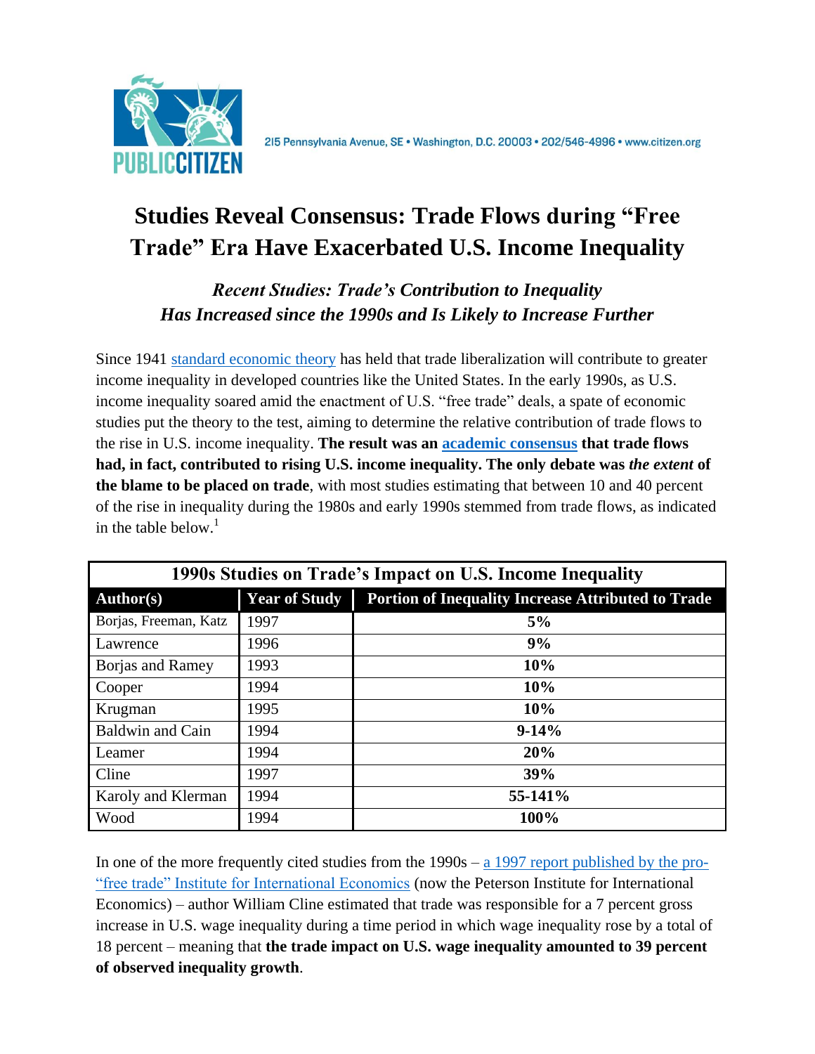215 Pennsylvania Avenue, SE • Washington, D.C. 20003 • 202/546-4996 • www.citizen.org

# Studies Reveal Consensus: Trade Flows during "Free Trade" Era Have Exacerbated U.S. Income Inequality

## *Recent Studies: Trade's Contribution to Inequality Has Increased since the 1990s and Is Likely to Increase Further*

Since 1941 standard economic theory has held that trade liberalization will contribute to greater income inequality in developed countries like the United States. In the early 1990s, as U.S. income inequality soared amid the enactment of U.S. "free trade" deals, a spate of economic studies put the theory to the test, aiming to determine the relative contribution of trade flows to the rise in U.S. income inequality. **The result was an academic consensus that trade flows had, in fact, contributed to rising U.S. income inequality. The only debate was *the extent* of the blame to be placed on trade**, with most studies estimating that between 10 and 40 percent of the rise in inequality during the 1980s and early 1990s stemmed from trade flows, as indicated in the table below.[1]

| 1990s Studies on Trade's Impact on U.S. Income Inequality | | |
|---|---|---|
| **Author(s)** | **Year of Study** | **Portion of Inequality Increase Attributed to Trade** |
| Borjas, Freeman, Katz | 1997 | **5%** |
| Lawrence | 1996 | **9%** |
| Borjas and Ramey | 1993 | **10%** |
| Cooper | 1994 | **10%** |
| Krugman | 1995 | **10%** |
| Baldwin and Cain | 1994 | **9-14%** |
| Leamer | 1994 | **20%** |
| Cline | 1997 | **39%** |
| Karoly and Klerman | 1994 | **55-141%** |
| Wood | 1994 | **100%** |

In one of the more frequently cited studies from the 1990s – a 1997 report published by the pro-"free trade" Institute for International Economics (now the Peterson Institute for International Economics) – author William Cline estimated that trade was responsible for a 7 percent gross increase in U.S. wage inequality during a time period in which wage inequality rose by a total of 18 percent – meaning that **the trade impact on U.S. wage inequality amounted to 39 percent of observed inequality growth**.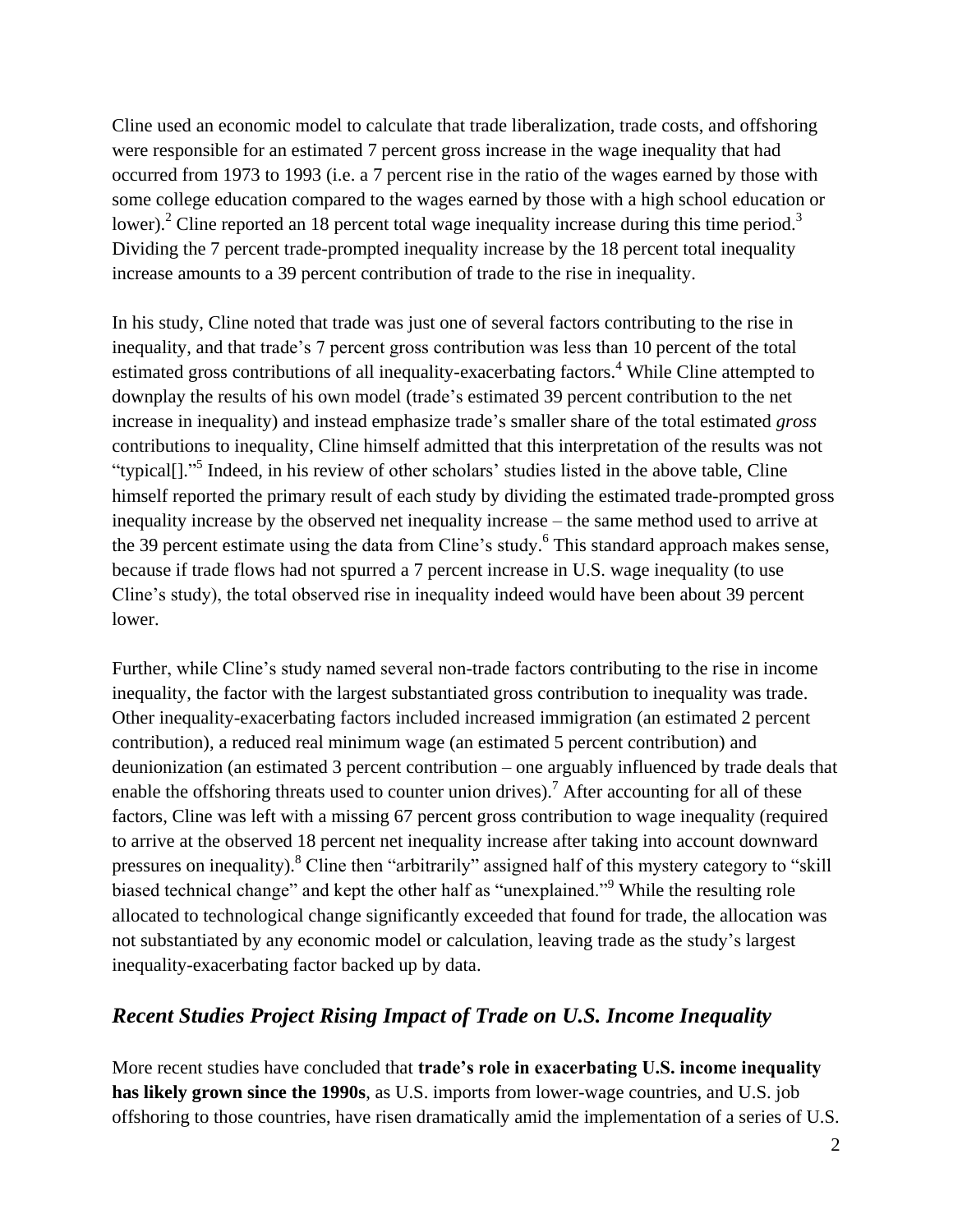Cline used an economic model to calculate that trade liberalization, trade costs, and offshoring were responsible for an estimated 7 percent gross increase in the wage inequality that had occurred from 1973 to 1993 (i.e. a 7 percent rise in the ratio of the wages earned by those with some college education compared to the wages earned by those with a high school education or lower).[2] Cline reported an 18 percent total wage inequality increase during this time period.[3] Dividing the 7 percent trade-prompted inequality increase by the 18 percent total inequality increase amounts to a 39 percent contribution of trade to the rise in inequality.

In his study, Cline noted that trade was just one of several factors contributing to the rise in inequality, and that trade's 7 percent gross contribution was less than 10 percent of the total estimated gross contributions of all inequality-exacerbating factors.[4] While Cline attempted to downplay the results of his own model (trade's estimated 39 percent contribution to the net increase in inequality) and instead emphasize trade's smaller share of the total estimated *gross* contributions to inequality, Cline himself admitted that this interpretation of the results was not "typical[]."[5] Indeed, in his review of other scholars' studies listed in the above table, Cline himself reported the primary result of each study by dividing the estimated trade-prompted gross inequality increase by the observed net inequality increase – the same method used to arrive at the 39 percent estimate using the data from Cline's study.[6] This standard approach makes sense, because if trade flows had not spurred a 7 percent increase in U.S. wage inequality (to use Cline's study), the total observed rise in inequality indeed would have been about 39 percent lower.

Further, while Cline's study named several non-trade factors contributing to the rise in income inequality, the factor with the largest substantiated gross contribution to inequality was trade. Other inequality-exacerbating factors included increased immigration (an estimated 2 percent contribution), a reduced real minimum wage (an estimated 5 percent contribution) and deunionization (an estimated 3 percent contribution – one arguably influenced by trade deals that enable the offshoring threats used to counter union drives).[7] After accounting for all of these factors, Cline was left with a missing 67 percent gross contribution to wage inequality (required to arrive at the observed 18 percent net inequality increase after taking into account downward pressures on inequality).[8] Cline then "arbitrarily" assigned half of this mystery category to "skill biased technical change" and kept the other half as "unexplained."[9] While the resulting role allocated to technological change significantly exceeded that found for trade, the allocation was not substantiated by any economic model or calculation, leaving trade as the study's largest inequality-exacerbating factor backed up by data.

## *Recent Studies Project Rising Impact of Trade on U.S. Income Inequality*

More recent studies have concluded that **trade's role in exacerbating U.S. income inequality has likely grown since the 1990s**, as U.S. imports from lower-wage countries, and U.S. job offshoring to those countries, have risen dramatically amid the implementation of a series of U.S.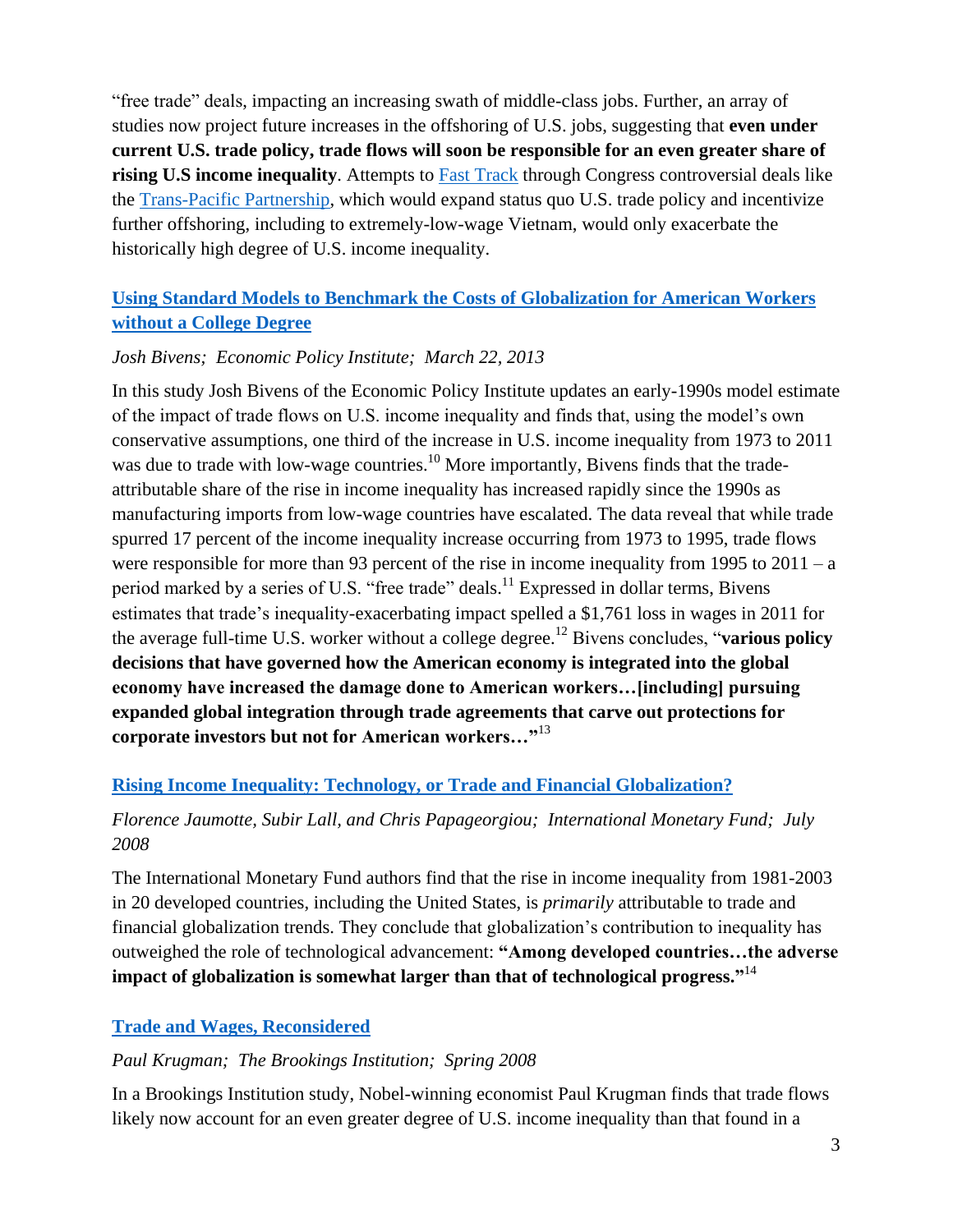"free trade" deals, impacting an increasing swath of middle-class jobs. Further, an array of studies now project future increases in the offshoring of U.S. jobs, suggesting that **even under current U.S. trade policy, trade flows will soon be responsible for an even greater share of rising U.S income inequality**. Attempts to [Fast Track]() through Congress controversial deals like the [Trans-Pacific Partnership](), which would expand status quo U.S. trade policy and incentivize further offshoring, including to extremely-low-wage Vietnam, would only exacerbate the historically high degree of U.S. income inequality.

### [Using Standard Models to Benchmark the Costs of Globalization for American Workers without a College Degree]()

*Josh Bivens; Economic Policy Institute; March 22, 2013*

In this study Josh Bivens of the Economic Policy Institute updates an early-1990s model estimate of the impact of trade flows on U.S. income inequality and finds that, using the model's own conservative assumptions, one third of the increase in U.S. income inequality from 1973 to 2011 was due to trade with low-wage countries.[10] More importantly, Bivens finds that the trade-attributable share of the rise in income inequality has increased rapidly since the 1990s as manufacturing imports from low-wage countries have escalated. The data reveal that while trade spurred 17 percent of the income inequality increase occurring from 1973 to 1995, trade flows were responsible for more than 93 percent of the rise in income inequality from 1995 to 2011 – a period marked by a series of U.S. "free trade" deals.[11] Expressed in dollar terms, Bivens estimates that trade's inequality-exacerbating impact spelled a $1,761 loss in wages in 2011 for the average full-time U.S. worker without a college degree.[12] Bivens concludes, "**various policy decisions that have governed how the American economy is integrated into the global economy have increased the damage done to American workers…[including] pursuing expanded global integration through trade agreements that carve out protections for corporate investors but not for American workers…"**[13]

### [Rising Income Inequality: Technology, or Trade and Financial Globalization?]()

*Florence Jaumotte, Subir Lall, and Chris Papageorgiou; International Monetary Fund; July 2008*

The International Monetary Fund authors find that the rise in income inequality from 1981-2003 in 20 developed countries, including the United States, is *primarily* attributable to trade and financial globalization trends. They conclude that globalization's contribution to inequality has outweighed the role of technological advancement: **"Among developed countries…the adverse impact of globalization is somewhat larger than that of technological progress."**[14]

### [Trade and Wages, Reconsidered]()

*Paul Krugman; The Brookings Institution; Spring 2008*

In a Brookings Institution study, Nobel-winning economist Paul Krugman finds that trade flows likely now account for an even greater degree of U.S. income inequality than that found in a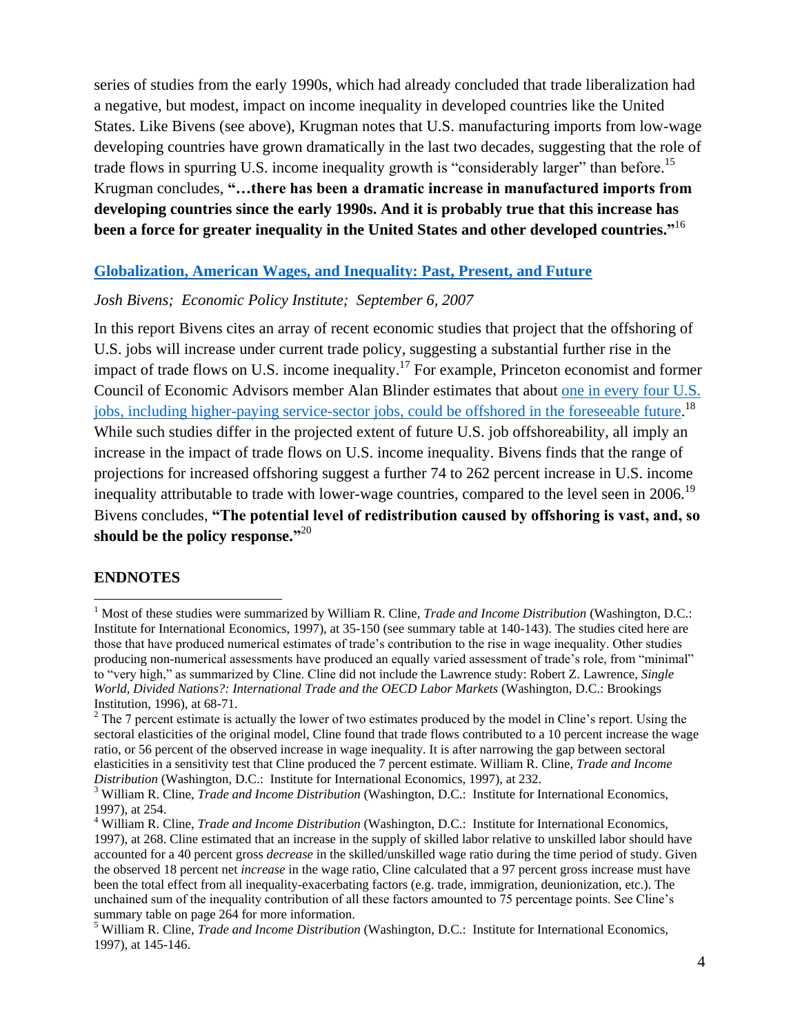series of studies from the early 1990s, which had already concluded that trade liberalization had a negative, but modest, impact on income inequality in developed countries like the United States. Like Bivens (see above), Krugman notes that U.S. manufacturing imports from low-wage developing countries have grown dramatically in the last two decades, suggesting that the role of trade flows in spurring U.S. income inequality growth is "considerably larger" than before.[15] Krugman concludes, **"…there has been a dramatic increase in manufactured imports from developing countries since the early 1990s. And it is probably true that this increase has been a force for greater inequality in the United States and other developed countries."**[16]

### Globalization, American Wages, and Inequality: Past, Present, and Future

*Josh Bivens; Economic Policy Institute; September 6, 2007*

In this report Bivens cites an array of recent economic studies that project that the offshoring of U.S. jobs will increase under current trade policy, suggesting a substantial further rise in the impact of trade flows on U.S. income inequality.[17] For example, Princeton economist and former Council of Economic Advisors member Alan Blinder estimates that about one in every four U.S. jobs, including higher-paying service-sector jobs, could be offshored in the foreseeable future.[18] While such studies differ in the projected extent of future U.S. job offshoreability, all imply an increase in the impact of trade flows on U.S. income inequality. Bivens finds that the range of projections for increased offshoring suggest a further 74 to 262 percent increase in U.S. income inequality attributable to trade with lower-wage countries, compared to the level seen in 2006.[19] Bivens concludes, **"The potential level of redistribution caused by offshoring is vast, and, so should be the policy response."**[20]

## ENDNOTES

[1] Most of these studies were summarized by William R. Cline, *Trade and Income Distribution* (Washington, D.C.: Institute for International Economics, 1997), at 35-150 (see summary table at 140-143). The studies cited here are those that have produced numerical estimates of trade's contribution to the rise in wage inequality. Other studies producing non-numerical assessments have produced an equally varied assessment of trade's role, from "minimal" to "very high," as summarized by Cline. Cline did not include the Lawrence study: Robert Z. Lawrence, *Single World, Divided Nations?: International Trade and the OECD Labor Markets* (Washington, D.C.: Brookings Institution, 1996), at 68-71.

[2] The 7 percent estimate is actually the lower of two estimates produced by the model in Cline's report. Using the sectoral elasticities of the original model, Cline found that trade flows contributed to a 10 percent increase the wage ratio, or 56 percent of the observed increase in wage inequality. It is after narrowing the gap between sectoral elasticities in a sensitivity test that Cline produced the 7 percent estimate. William R. Cline, *Trade and Income Distribution* (Washington, D.C.: Institute for International Economics, 1997), at 232.

[3] William R. Cline, *Trade and Income Distribution* (Washington, D.C.: Institute for International Economics, 1997), at 254.

[4] William R. Cline, *Trade and Income Distribution* (Washington, D.C.: Institute for International Economics, 1997), at 268. Cline estimated that an increase in the supply of skilled labor relative to unskilled labor should have accounted for a 40 percent gross *decrease* in the skilled/unskilled wage ratio during the time period of study. Given the observed 18 percent net *increase* in the wage ratio, Cline calculated that a 97 percent gross increase must have been the total effect from all inequality-exacerbating factors (e.g. trade, immigration, deunionization, etc.). The unchained sum of the inequality contribution of all these factors amounted to 75 percentage points. See Cline's summary table on page 264 for more information.

[5] William R. Cline, *Trade and Income Distribution* (Washington, D.C.: Institute for International Economics, 1997), at 145-146.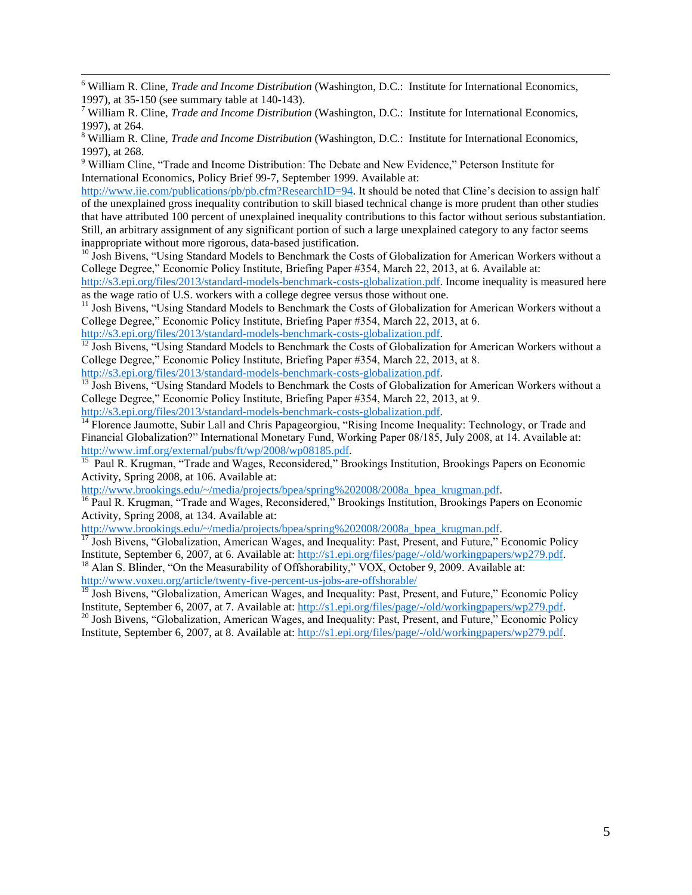[6] William R. Cline, *Trade and Income Distribution* (Washington, D.C.: Institute for International Economics, 1997), at 35-150 (see summary table at 140-143).

[7] William R. Cline, *Trade and Income Distribution* (Washington, D.C.: Institute for International Economics, 1997), at 264.

[8] William R. Cline, *Trade and Income Distribution* (Washington, D.C.: Institute for International Economics, 1997), at 268.

[9] William Cline, "Trade and Income Distribution: The Debate and New Evidence," Peterson Institute for International Economics, Policy Brief 99-7, September 1999. Available at: http://www.iie.com/publications/pb/pb.cfm?ResearchID=94. It should be noted that Cline's decision to assign half of the unexplained gross inequality contribution to skill biased technical change is more prudent than other studies that have attributed 100 percent of unexplained inequality contributions to this factor without serious substantiation. Still, an arbitrary assignment of any significant portion of such a large unexplained category to any factor seems inappropriate without more rigorous, data-based justification.

[10] Josh Bivens, "Using Standard Models to Benchmark the Costs of Globalization for American Workers without a College Degree," Economic Policy Institute, Briefing Paper #354, March 22, 2013, at 6. Available at: http://s3.epi.org/files/2013/standard-models-benchmark-costs-globalization.pdf. Income inequality is measured here as the wage ratio of U.S. workers with a college degree versus those without one.

[11] Josh Bivens, "Using Standard Models to Benchmark the Costs of Globalization for American Workers without a College Degree," Economic Policy Institute, Briefing Paper #354, March 22, 2013, at 6. http://s3.epi.org/files/2013/standard-models-benchmark-costs-globalization.pdf.

[12] Josh Bivens, "Using Standard Models to Benchmark the Costs of Globalization for American Workers without a College Degree," Economic Policy Institute, Briefing Paper #354, March 22, 2013, at 8. http://s3.epi.org/files/2013/standard-models-benchmark-costs-globalization.pdf.

[13] Josh Bivens, "Using Standard Models to Benchmark the Costs of Globalization for American Workers without a College Degree," Economic Policy Institute, Briefing Paper #354, March 22, 2013, at 9. http://s3.epi.org/files/2013/standard-models-benchmark-costs-globalization.pdf.

[14] Florence Jaumotte, Subir Lall and Chris Papageorgiou, "Rising Income Inequality: Technology, or Trade and Financial Globalization?" International Monetary Fund, Working Paper 08/185, July 2008, at 14. Available at: http://www.imf.org/external/pubs/ft/wp/2008/wp08185.pdf.

[15] Paul R. Krugman, "Trade and Wages, Reconsidered," Brookings Institution, Brookings Papers on Economic Activity, Spring 2008, at 106. Available at: http://www.brookings.edu/~/media/projects/bpea/spring%202008/2008a_bpea_krugman.pdf.

[16] Paul R. Krugman, "Trade and Wages, Reconsidered," Brookings Institution, Brookings Papers on Economic Activity, Spring 2008, at 134. Available at: http://www.brookings.edu/~/media/projects/bpea/spring%202008/2008a_bpea_krugman.pdf.

[17] Josh Bivens, "Globalization, American Wages, and Inequality: Past, Present, and Future," Economic Policy Institute, September 6, 2007, at 6. Available at: http://s1.epi.org/files/page/-/old/workingpapers/wp279.pdf.

[18] Alan S. Blinder, "On the Measurability of Offshorability," VOX, October 9, 2009. Available at: http://www.voxeu.org/article/twenty-five-percent-us-jobs-are-offshorable/

[19] Josh Bivens, "Globalization, American Wages, and Inequality: Past, Present, and Future," Economic Policy Institute, September 6, 2007, at 7. Available at: http://s1.epi.org/files/page/-/old/workingpapers/wp279.pdf.

[20] Josh Bivens, "Globalization, American Wages, and Inequality: Past, Present, and Future," Economic Policy Institute, September 6, 2007, at 8. Available at: http://s1.epi.org/files/page/-/old/workingpapers/wp279.pdf.